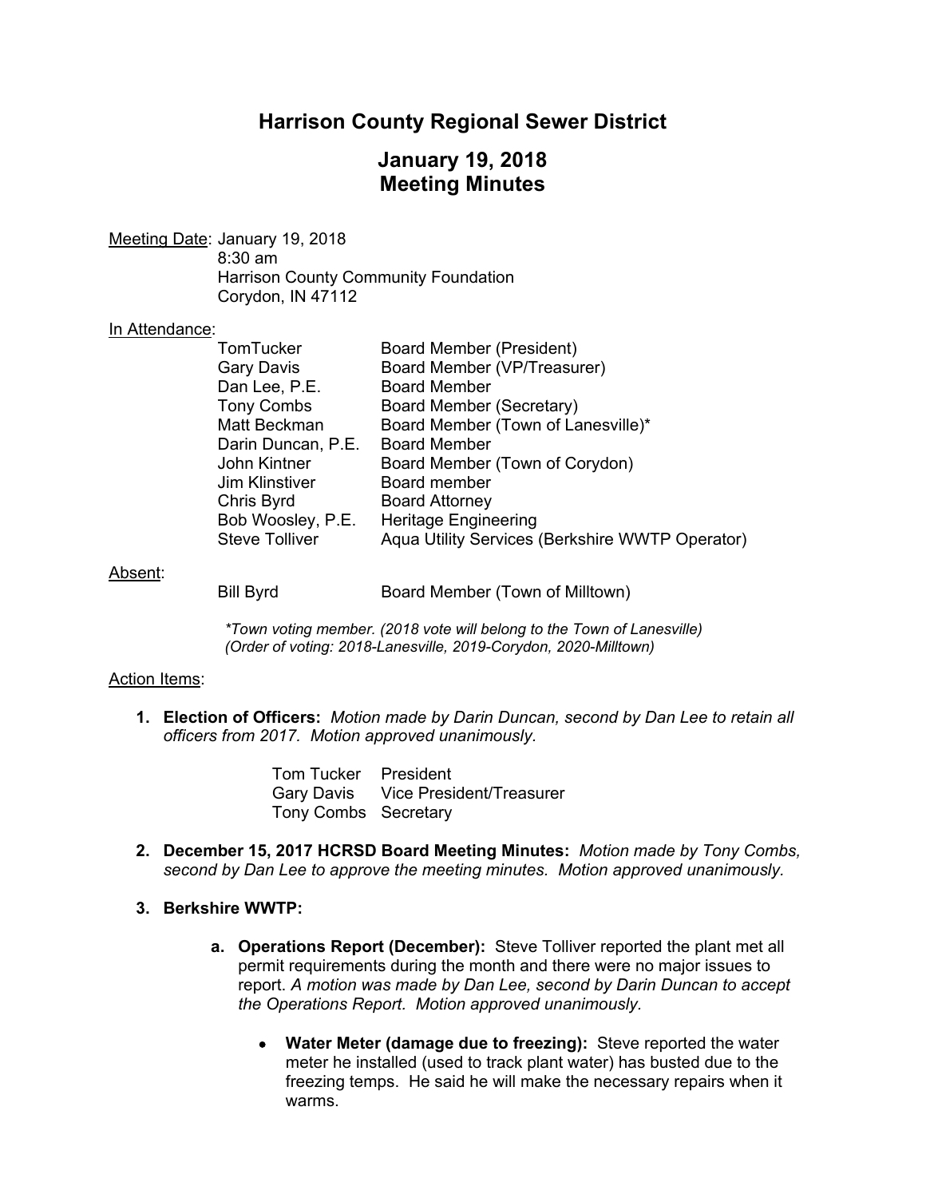# Harrison County Regional Sewer District

## January 19, 2018
## Meeting Minutes

Meeting Date: January 19, 2018
8:30 am
Harrison County Community Foundation
Corydon, IN 47112

In Attendance:

| | |
|---|---|
| TomTucker | Board Member (President) |
| Gary Davis | Board Member (VP/Treasurer) |
| Dan Lee, P.E. | Board Member |
| Tony Combs | Board Member (Secretary) |
| Matt Beckman | Board Member (Town of Lanesville)* |
| Darin Duncan, P.E. | Board Member |
| John Kintner | Board Member (Town of Corydon) |
| Jim Klinstiver | Board member |
| Chris Byrd | Board Attorney |
| Bob Woosley, P.E. | Heritage Engineering |
| Steve Tolliver | Aqua Utility Services (Berkshire WWTP Operator) |

Absent:

| | |
|---|---|
| Bill Byrd | Board Member (Town of Milltown) |

*\*Town voting member. (2018 vote will belong to the Town of Lanesville)*
*(Order of voting: 2018-Lanesville, 2019-Corydon, 2020-Milltown)*

Action Items:

1. **Election of Officers:** *Motion made by Darin Duncan, second by Dan Lee to retain all officers from 2017. Motion approved unanimously.*

   | | |
   |---|---|
   | Tom Tucker | President |
   | Gary Davis | Vice President/Treasurer |
   | Tony Combs | Secretary |

2. **December 15, 2017 HCRSD Board Meeting Minutes:** *Motion made by Tony Combs, second by Dan Lee to approve the meeting minutes. Motion approved unanimously.*

3. **Berkshire WWTP:**

   a. **Operations Report (December):** Steve Tolliver reported the plant met all permit requirements during the month and there were no major issues to report. *A motion was made by Dan Lee, second by Darin Duncan to accept the Operations Report. Motion approved unanimously.*

      - **Water Meter (damage due to freezing):** Steve reported the water meter he installed (used to track plant water) has busted due to the freezing temps. He said he will make the necessary repairs when it warms.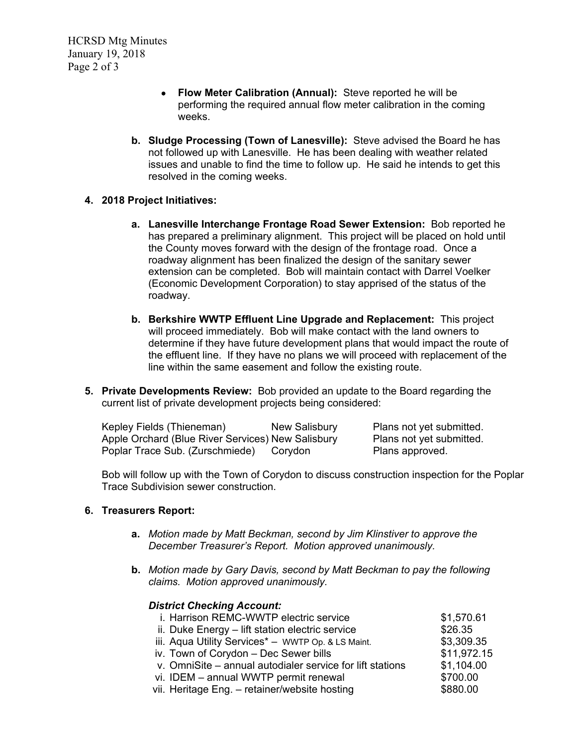- **Flow Meter Calibration (Annual):** Steve reported he will be performing the required annual flow meter calibration in the coming weeks.

**b. Sludge Processing (Town of Lanesville):** Steve advised the Board he has not followed up with Lanesville. He has been dealing with weather related issues and unable to find the time to follow up. He said he intends to get this resolved in the coming weeks.

**4. 2018 Project Initiatives:**

**a. Lanesville Interchange Frontage Road Sewer Extension:** Bob reported he has prepared a preliminary alignment. This project will be placed on hold until the County moves forward with the design of the frontage road. Once a roadway alignment has been finalized the design of the sanitary sewer extension can be completed. Bob will maintain contact with Darrel Voelker (Economic Development Corporation) to stay apprised of the status of the roadway.

**b. Berkshire WWTP Effluent Line Upgrade and Replacement:** This project will proceed immediately. Bob will make contact with the land owners to determine if they have future development plans that would impact the route of the effluent line. If they have no plans we will proceed with replacement of the line within the same easement and follow the existing route.

**5. Private Developments Review:** Bob provided an update to the Board regarding the current list of private development projects being considered:

| | | |
|---|---|---|
| Kepley Fields (Thieneman) | New Salisbury | Plans not yet submitted. |
| Apple Orchard (Blue River Services) | New Salisbury | Plans not yet submitted. |
| Poplar Trace Sub. (Zurschmiede) | Corydon | Plans approved. |

Bob will follow up with the Town of Corydon to discuss construction inspection for the Poplar Trace Subdivision sewer construction.

**6. Treasurers Report:**

**a.** *Motion made by Matt Beckman, second by Jim Klinstiver to approve the December Treasurer's Report. Motion approved unanimously.*

**b.** *Motion made by Gary Davis, second by Matt Beckman to pay the following claims. Motion approved unanimously.*

***District Checking Account:***

| | |
|---|---|
| i. Harrison REMC-WWTP electric service | $1,570.61 |
| ii. Duke Energy – lift station electric service | $26.35 |
| iii. Aqua Utility Services* – WWTP Op. & LS Maint. | $3,309.35 |
| iv. Town of Corydon – Dec Sewer bills | $11,972.15 |
| v. OmniSite – annual autodialer service for lift stations | $1,104.00 |
| vi. IDEM – annual WWTP permit renewal | $700.00 |
| vii. Heritage Eng. – retainer/website hosting | $880.00 |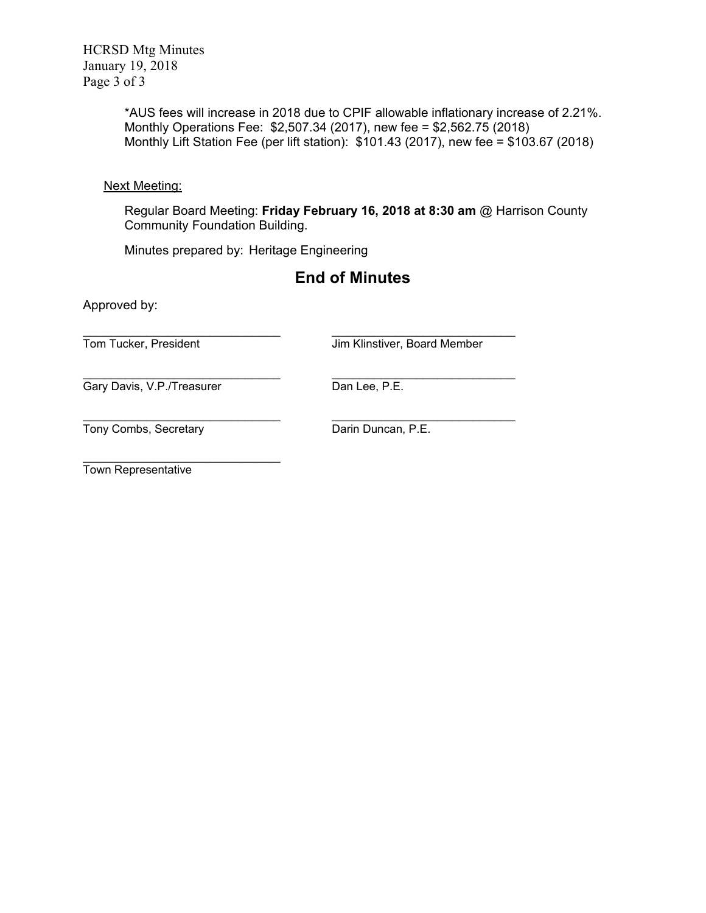*AUS fees will increase in 2018 due to CPIF allowable inflationary increase of 2.21%.
Monthly Operations Fee: $2,507.34 (2017), new fee = $2,562.75 (2018)
Monthly Lift Station Fee (per lift station): $101.43 (2017), new fee = $103.67 (2018)

Next Meeting:

Regular Board Meeting: **Friday February 16, 2018 at 8:30 am** @ Harrison County Community Foundation Building.

Minutes prepared by: Heritage Engineering

## End of Minutes

Approved by:

| | |
|---|---|
| Tom Tucker, President | Jim Klinstiver, Board Member |
| Gary Davis, V.P./Treasurer | Dan Lee, P.E. |
| Tony Combs, Secretary | Darin Duncan, P.E. |
| Town Representative | |